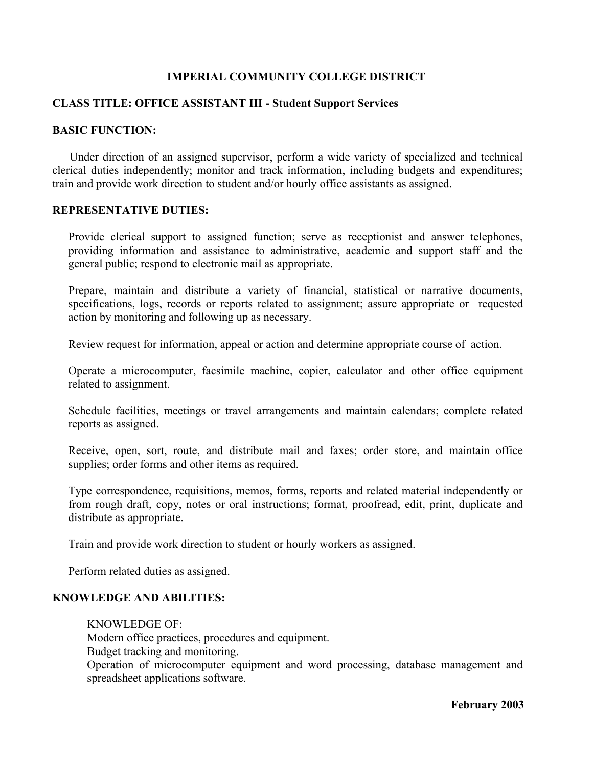# IMPERIAL COMMUNITY COLLEGE DISTRICT

## CLASS TITLE: OFFICE ASSISTANT III - Student Support Services

### BASIC FUNCTION:

Under direction of an assigned supervisor, perform a wide variety of specialized and technical clerical duties independently; monitor and track information, including budgets and expenditures; train and provide work direction to student and/or hourly office assistants as assigned.

### REPRESENTATIVE DUTIES:

Provide clerical support to assigned function; serve as receptionist and answer telephones, providing information and assistance to administrative, academic and support staff and the general public; respond to electronic mail as appropriate.

Prepare, maintain and distribute a variety of financial, statistical or narrative documents, specifications, logs, records or reports related to assignment; assure appropriate or requested action by monitoring and following up as necessary.

Review request for information, appeal or action and determine appropriate course of action.

Operate a microcomputer, facsimile machine, copier, calculator and other office equipment related to assignment.

Schedule facilities, meetings or travel arrangements and maintain calendars; complete related reports as assigned.

Receive, open, sort, route, and distribute mail and faxes; order store, and maintain office supplies; order forms and other items as required.

Type correspondence, requisitions, memos, forms, reports and related material independently or from rough draft, copy, notes or oral instructions; format, proofread, edit, print, duplicate and distribute as appropriate.

Train and provide work direction to student or hourly workers as assigned.

Perform related duties as assigned.

### KNOWLEDGE AND ABILITIES:

KNOWLEDGE OF:
Modern office practices, procedures and equipment.
Budget tracking and monitoring.
Operation of microcomputer equipment and word processing, database management and spreadsheet applications software.

**February 2003**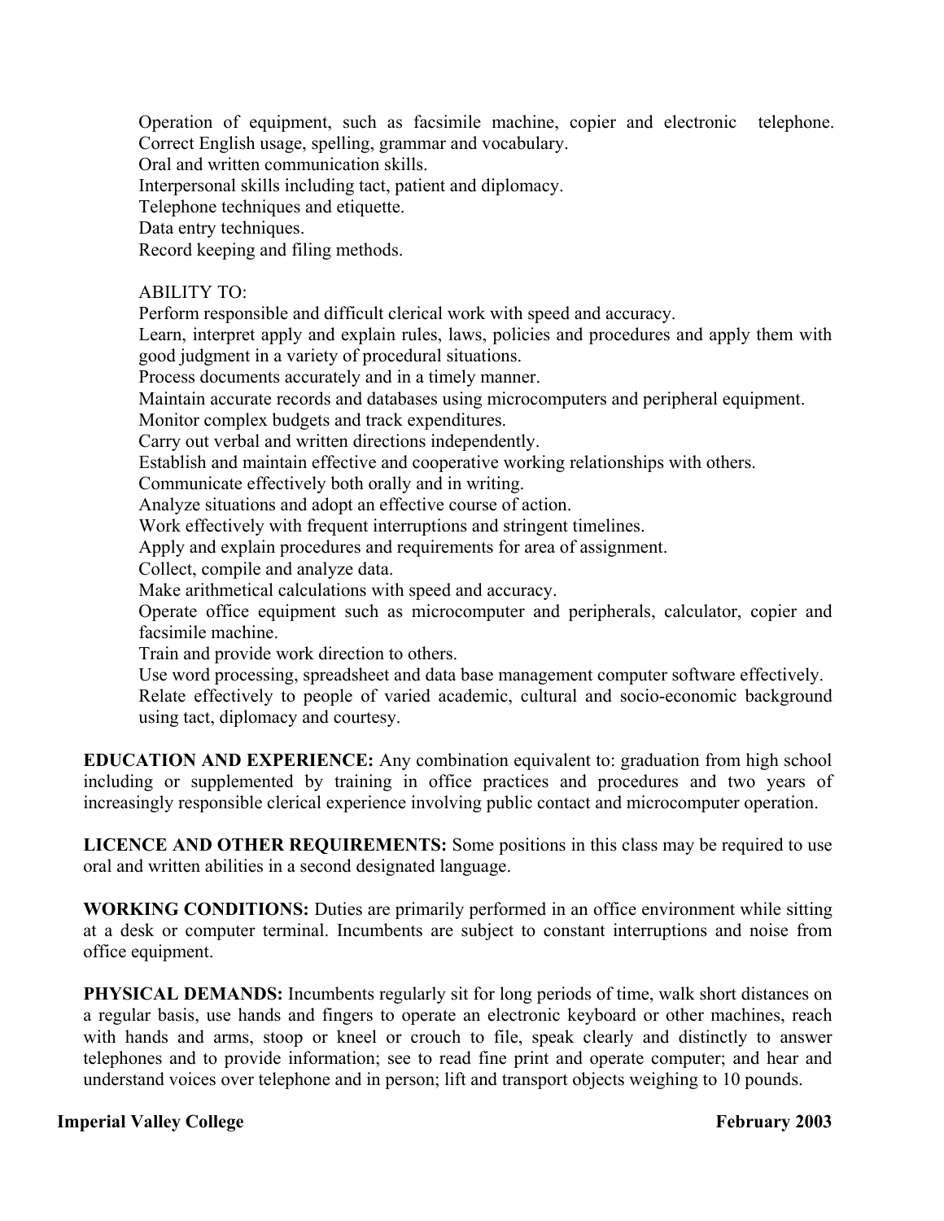Operation of equipment, such as facsimile machine, copier and electronic telephone.
Correct English usage, spelling, grammar and vocabulary.
Oral and written communication skills.
Interpersonal skills including tact, patient and diplomacy.
Telephone techniques and etiquette.
Data entry techniques.
Record keeping and filing methods.

ABILITY TO:
Perform responsible and difficult clerical work with speed and accuracy.
Learn, interpret apply and explain rules, laws, policies and procedures and apply them with good judgment in a variety of procedural situations.
Process documents accurately and in a timely manner.
Maintain accurate records and databases using microcomputers and peripheral equipment.
Monitor complex budgets and track expenditures.
Carry out verbal and written directions independently.
Establish and maintain effective and cooperative working relationships with others.
Communicate effectively both orally and in writing.
Analyze situations and adopt an effective course of action.
Work effectively with frequent interruptions and stringent timelines.
Apply and explain procedures and requirements for area of assignment.
Collect, compile and analyze data.
Make arithmetical calculations with speed and accuracy.
Operate office equipment such as microcomputer and peripherals, calculator, copier and facsimile machine.
Train and provide work direction to others.
Use word processing, spreadsheet and data base management computer software effectively.
Relate effectively to people of varied academic, cultural and socio-economic background using tact, diplomacy and courtesy.

**EDUCATION AND EXPERIENCE:** Any combination equivalent to: graduation from high school including or supplemented by training in office practices and procedures and two years of increasingly responsible clerical experience involving public contact and microcomputer operation.

**LICENCE AND OTHER REQUIREMENTS:** Some positions in this class may be required to use oral and written abilities in a second designated language.

**WORKING CONDITIONS:** Duties are primarily performed in an office environment while sitting at a desk or computer terminal. Incumbents are subject to constant interruptions and noise from office equipment.

**PHYSICAL DEMANDS:** Incumbents regularly sit for long periods of time, walk short distances on a regular basis, use hands and fingers to operate an electronic keyboard or other machines, reach with hands and arms, stoop or kneel or crouch to file, speak clearly and distinctly to answer telephones and to provide information; see to read fine print and operate computer; and hear and understand voices over telephone and in person; lift and transport objects weighing to 10 pounds.

**Imperial Valley College** **February 2003**